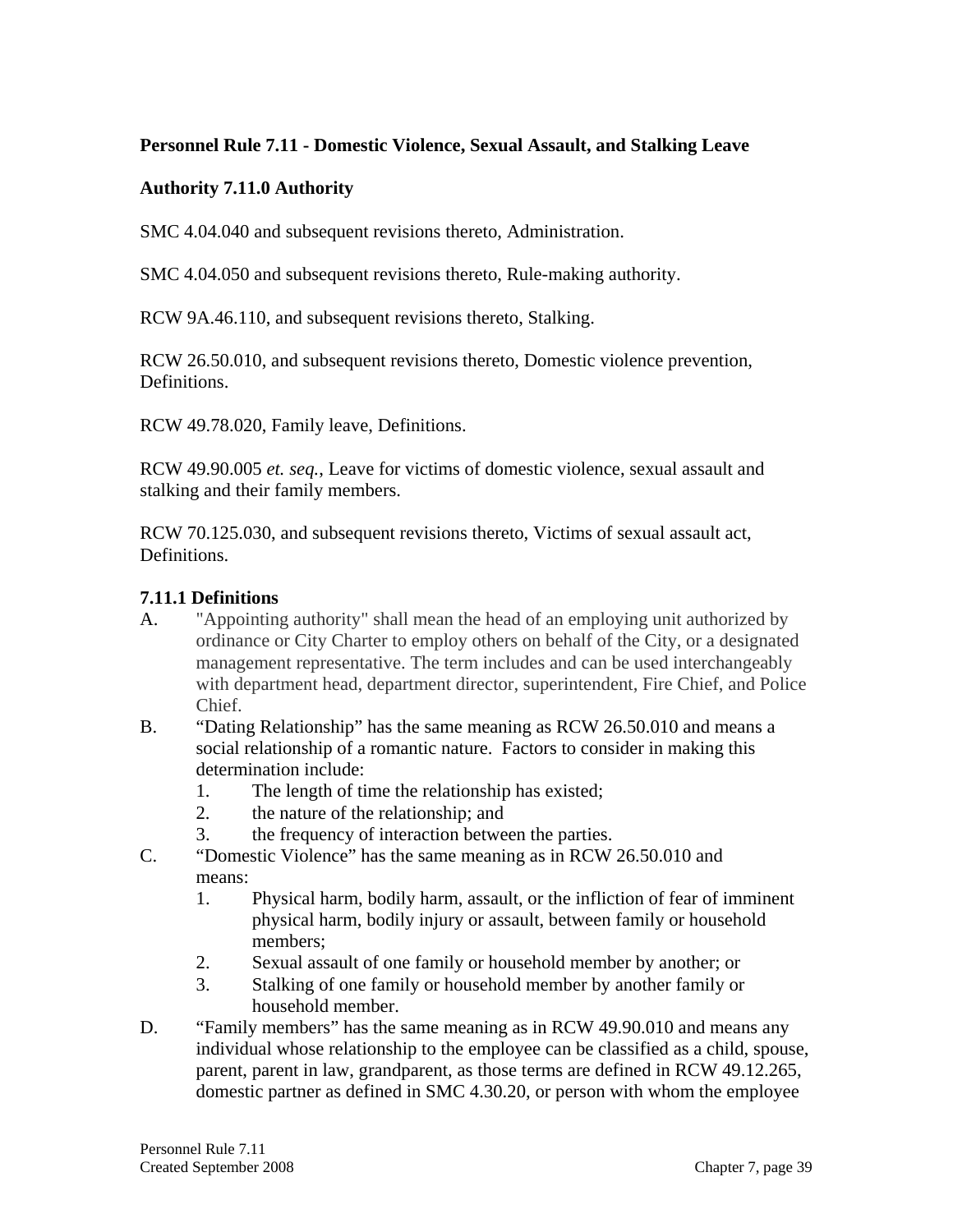**Personnel Rule 7.11 - Domestic Violence, Sexual Assault, and Stalking Leave**

**Authority 7.11.0 Authority**

SMC 4.04.040 and subsequent revisions thereto, Administration.

SMC 4.04.050 and subsequent revisions thereto, Rule-making authority.

RCW 9A.46.110, and subsequent revisions thereto, Stalking.

RCW 26.50.010, and subsequent revisions thereto, Domestic violence prevention, Definitions.

RCW 49.78.020, Family leave, Definitions.

RCW 49.90.005 *et. seq.*, Leave for victims of domestic violence, sexual assault and stalking and their family members.

RCW 70.125.030, and subsequent revisions thereto, Victims of sexual assault act, Definitions.

**7.11.1 Definitions**

A. "Appointing authority" shall mean the head of an employing unit authorized by ordinance or City Charter to employ others on behalf of the City, or a designated management representative. The term includes and can be used interchangeably with department head, department director, superintendent, Fire Chief, and Police Chief.

B. "Dating Relationship" has the same meaning as RCW 26.50.010 and means a social relationship of a romantic nature. Factors to consider in making this determination include:
   1. The length of time the relationship has existed;
   2. the nature of the relationship; and
   3. the frequency of interaction between the parties.

C. "Domestic Violence" has the same meaning as in RCW 26.50.010 and means:
   1. Physical harm, bodily harm, assault, or the infliction of fear of imminent physical harm, bodily injury or assault, between family or household members;
   2. Sexual assault of one family or household member by another; or
   3. Stalking of one family or household member by another family or household member.

D. "Family members" has the same meaning as in RCW 49.90.010 and means any individual whose relationship to the employee can be classified as a child, spouse, parent, parent in law, grandparent, as those terms are defined in RCW 49.12.265, domestic partner as defined in SMC 4.30.20, or person with whom the employee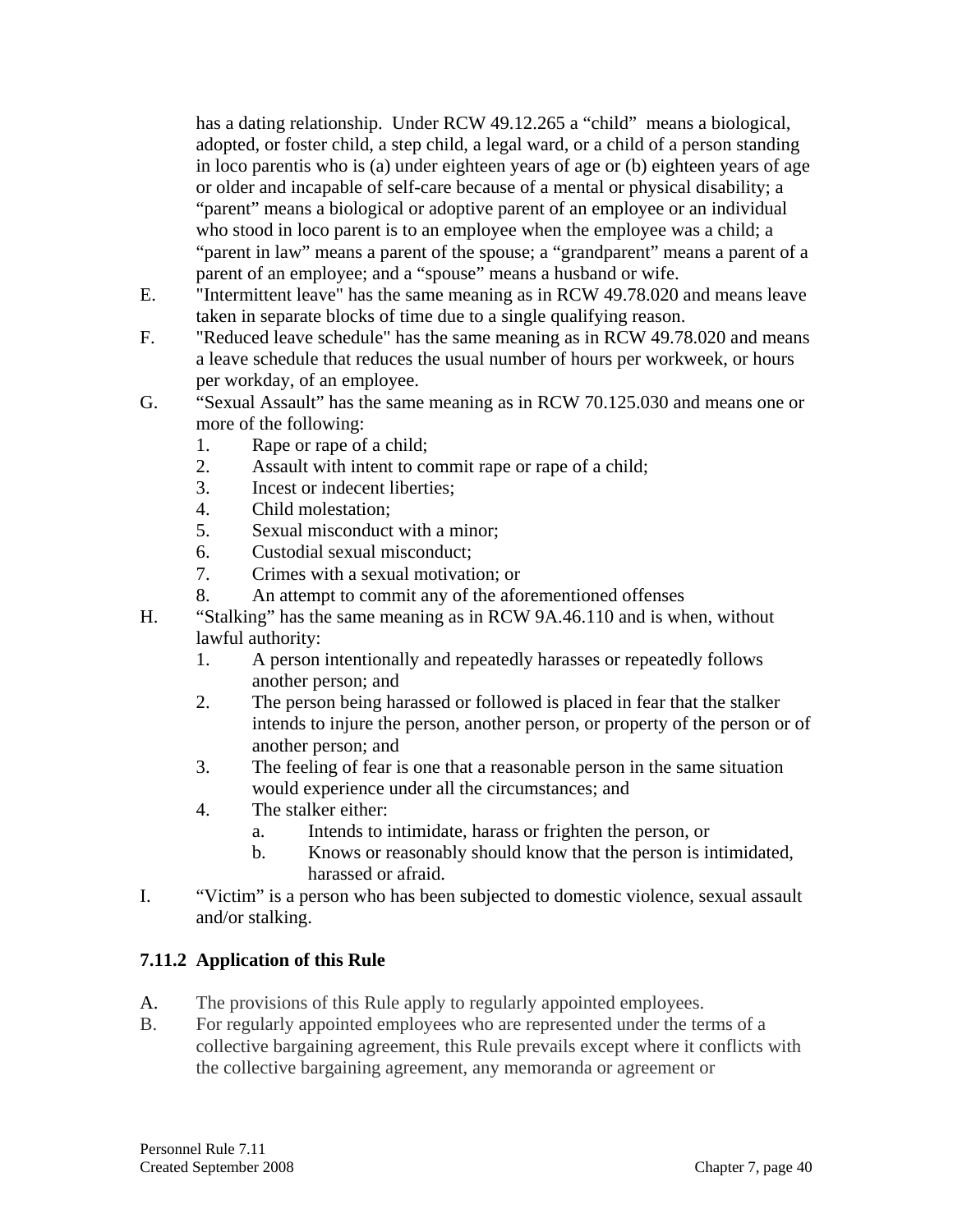has a dating relationship. Under RCW 49.12.265 a “child” means a biological, adopted, or foster child, a step child, a legal ward, or a child of a person standing in loco parentis who is (a) under eighteen years of age or (b) eighteen years of age or older and incapable of self-care because of a mental or physical disability; a “parent” means a biological or adoptive parent of an employee or an individual who stood in loco parent is to an employee when the employee was a child; a “parent in law” means a parent of the spouse; a “grandparent” means a parent of a parent of an employee; and a “spouse” means a husband or wife.

E. "Intermittent leave" has the same meaning as in RCW 49.78.020 and means leave taken in separate blocks of time due to a single qualifying reason.

F. "Reduced leave schedule" has the same meaning as in RCW 49.78.020 and means a leave schedule that reduces the usual number of hours per workweek, or hours per workday, of an employee.

G. “Sexual Assault” has the same meaning as in RCW 70.125.030 and means one or more of the following:
   1. Rape or rape of a child;
   2. Assault with intent to commit rape or rape of a child;
   3. Incest or indecent liberties;
   4. Child molestation;
   5. Sexual misconduct with a minor;
   6. Custodial sexual misconduct;
   7. Crimes with a sexual motivation; or
   8. An attempt to commit any of the aforementioned offenses

H. “Stalking” has the same meaning as in RCW 9A.46.110 and is when, without lawful authority:
   1. A person intentionally and repeatedly harasses or repeatedly follows another person; and
   2. The person being harassed or followed is placed in fear that the stalker intends to injure the person, another person, or property of the person or of another person; and
   3. The feeling of fear is one that a reasonable person in the same situation would experience under all the circumstances; and
   4. The stalker either:
      a. Intends to intimidate, harass or frighten the person, or
      b. Knows or reasonably should know that the person is intimidated, harassed or afraid.

I. “Victim” is a person who has been subjected to domestic violence, sexual assault and/or stalking.

### 7.11.2 Application of this Rule

A. The provisions of this Rule apply to regularly appointed employees.

B. For regularly appointed employees who are represented under the terms of a collective bargaining agreement, this Rule prevails except where it conflicts with the collective bargaining agreement, any memoranda or agreement or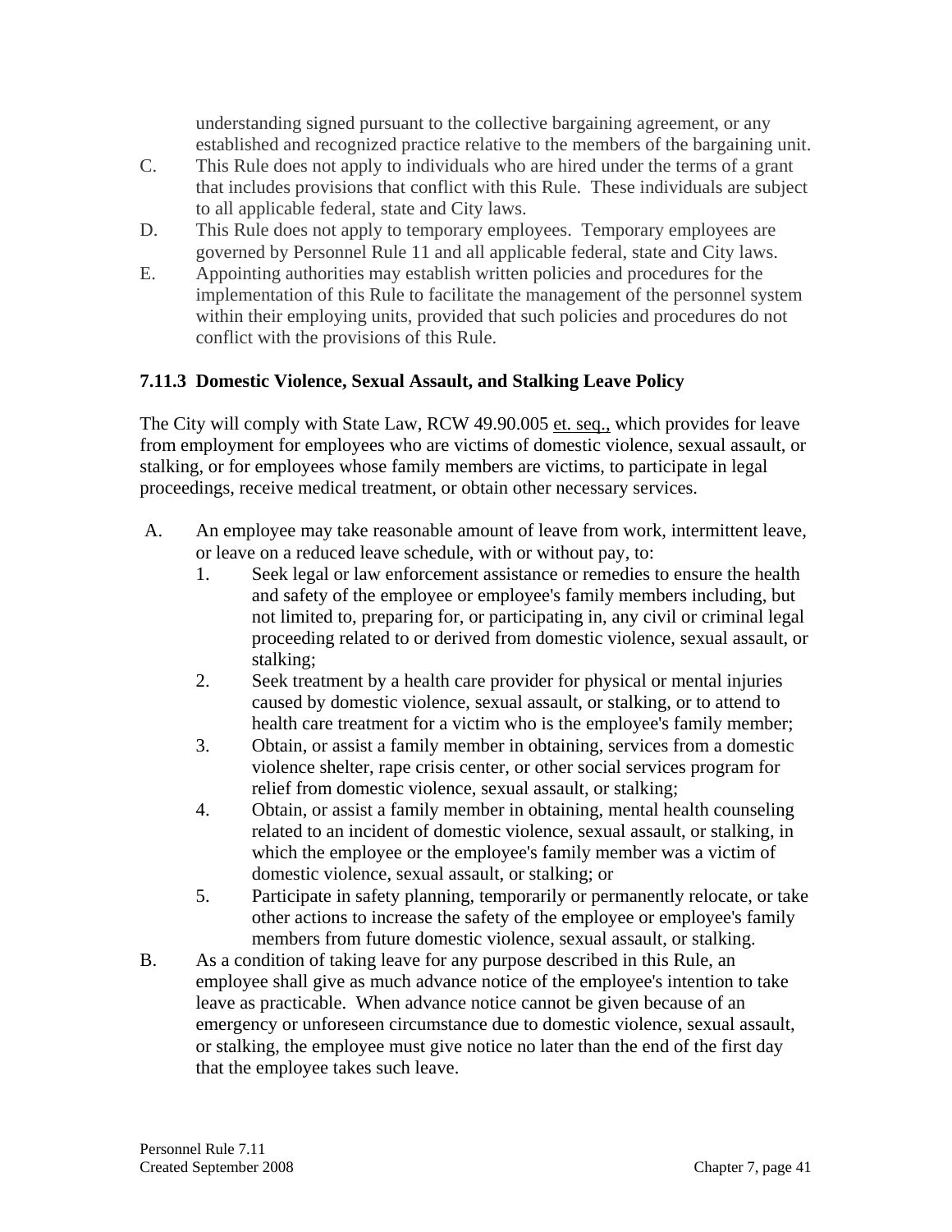understanding signed pursuant to the collective bargaining agreement, or any established and recognized practice relative to the members of the bargaining unit.

C. This Rule does not apply to individuals who are hired under the terms of a grant that includes provisions that conflict with this Rule. These individuals are subject to all applicable federal, state and City laws.

D. This Rule does not apply to temporary employees. Temporary employees are governed by Personnel Rule 11 and all applicable federal, state and City laws.

E. Appointing authorities may establish written policies and procedures for the implementation of this Rule to facilitate the management of the personnel system within their employing units, provided that such policies and procedures do not conflict with the provisions of this Rule.

### 7.11.3 Domestic Violence, Sexual Assault, and Stalking Leave Policy

The City will comply with State Law, RCW 49.90.005 et. seq., which provides for leave from employment for employees who are victims of domestic violence, sexual assault, or stalking, or for employees whose family members are victims, to participate in legal proceedings, receive medical treatment, or obtain other necessary services.

A. An employee may take reasonable amount of leave from work, intermittent leave, or leave on a reduced leave schedule, with or without pay, to:
   1. Seek legal or law enforcement assistance or remedies to ensure the health and safety of the employee or employee's family members including, but not limited to, preparing for, or participating in, any civil or criminal legal proceeding related to or derived from domestic violence, sexual assault, or stalking;
   2. Seek treatment by a health care provider for physical or mental injuries caused by domestic violence, sexual assault, or stalking, or to attend to health care treatment for a victim who is the employee's family member;
   3. Obtain, or assist a family member in obtaining, services from a domestic violence shelter, rape crisis center, or other social services program for relief from domestic violence, sexual assault, or stalking;
   4. Obtain, or assist a family member in obtaining, mental health counseling related to an incident of domestic violence, sexual assault, or stalking, in which the employee or the employee's family member was a victim of domestic violence, sexual assault, or stalking; or
   5. Participate in safety planning, temporarily or permanently relocate, or take other actions to increase the safety of the employee or employee's family members from future domestic violence, sexual assault, or stalking.

B. As a condition of taking leave for any purpose described in this Rule, an employee shall give as much advance notice of the employee's intention to take leave as practicable. When advance notice cannot be given because of an emergency or unforeseen circumstance due to domestic violence, sexual assault, or stalking, the employee must give notice no later than the end of the first day that the employee takes such leave.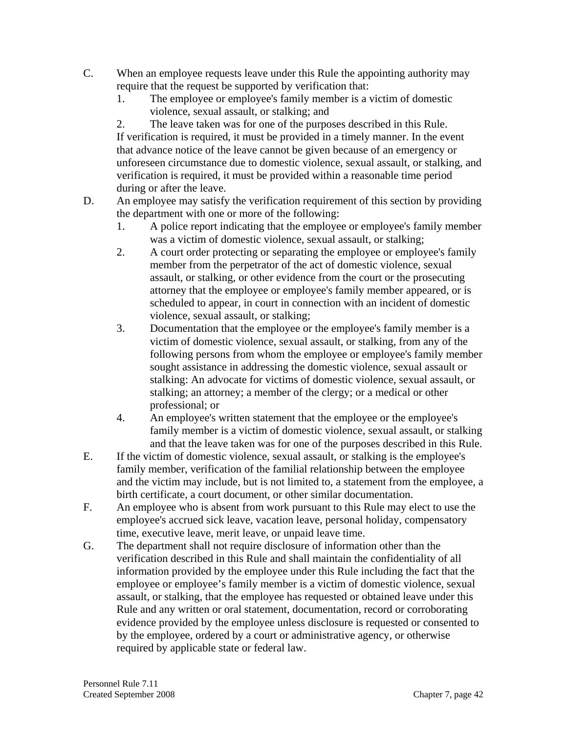C. When an employee requests leave under this Rule the appointing authority may require that the request be supported by verification that:

   1. The employee or employee's family member is a victim of domestic violence, sexual assault, or stalking; and
   2. The leave taken was for one of the purposes described in this Rule.

   If verification is required, it must be provided in a timely manner. In the event that advance notice of the leave cannot be given because of an emergency or unforeseen circumstance due to domestic violence, sexual assault, or stalking, and verification is required, it must be provided within a reasonable time period during or after the leave.

D. An employee may satisfy the verification requirement of this section by providing the department with one or more of the following:

   1. A police report indicating that the employee or employee's family member was a victim of domestic violence, sexual assault, or stalking;
   2. A court order protecting or separating the employee or employee's family member from the perpetrator of the act of domestic violence, sexual assault, or stalking, or other evidence from the court or the prosecuting attorney that the employee or employee's family member appeared, or is scheduled to appear, in court in connection with an incident of domestic violence, sexual assault, or stalking;
   3. Documentation that the employee or the employee's family member is a victim of domestic violence, sexual assault, or stalking, from any of the following persons from whom the employee or employee's family member sought assistance in addressing the domestic violence, sexual assault or stalking: An advocate for victims of domestic violence, sexual assault, or stalking; an attorney; a member of the clergy; or a medical or other professional; or
   4. An employee's written statement that the employee or the employee's family member is a victim of domestic violence, sexual assault, or stalking and that the leave taken was for one of the purposes described in this Rule.

E. If the victim of domestic violence, sexual assault, or stalking is the employee's family member, verification of the familial relationship between the employee and the victim may include, but is not limited to, a statement from the employee, a birth certificate, a court document, or other similar documentation.

F. An employee who is absent from work pursuant to this Rule may elect to use the employee's accrued sick leave, vacation leave, personal holiday, compensatory time, executive leave, merit leave, or unpaid leave time.

G. The department shall not require disclosure of information other than the verification described in this Rule and shall maintain the confidentiality of all information provided by the employee under this Rule including the fact that the employee or employee's family member is a victim of domestic violence, sexual assault, or stalking, that the employee has requested or obtained leave under this Rule and any written or oral statement, documentation, record or corroborating evidence provided by the employee unless disclosure is requested or consented to by the employee, ordered by a court or administrative agency, or otherwise required by applicable state or federal law.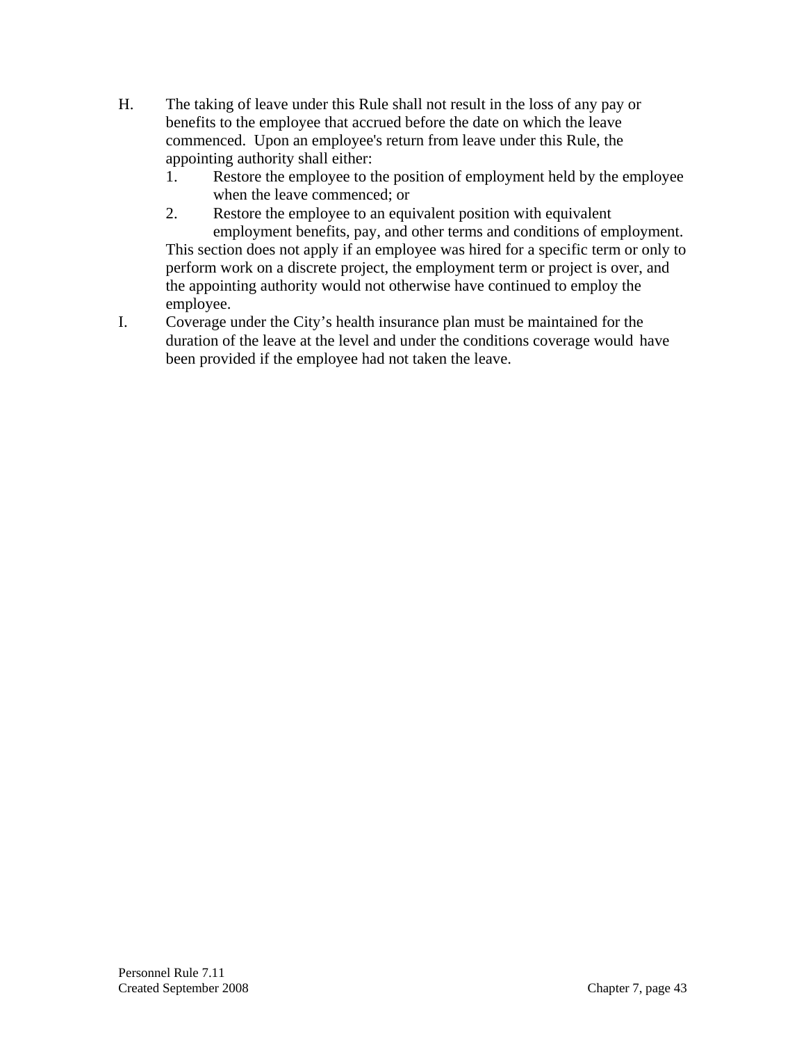H. The taking of leave under this Rule shall not result in the loss of any pay or benefits to the employee that accrued before the date on which the leave commenced. Upon an employee's return from leave under this Rule, the appointing authority shall either:

   1. Restore the employee to the position of employment held by the employee when the leave commenced; or
   2. Restore the employee to an equivalent position with equivalent employment benefits, pay, and other terms and conditions of employment.

   This section does not apply if an employee was hired for a specific term or only to perform work on a discrete project, the employment term or project is over, and the appointing authority would not otherwise have continued to employ the employee.

I. Coverage under the City's health insurance plan must be maintained for the duration of the leave at the level and under the conditions coverage would have been provided if the employee had not taken the leave.